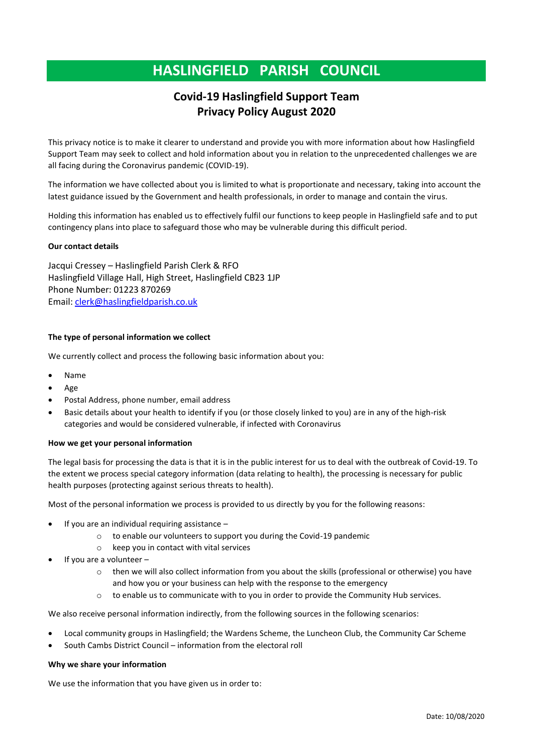# HASLINGFIELD PARISH COUNCIL

## Covid-19 Haslingfield Support Team
## Privacy Policy August 2020

This privacy notice is to make it clearer to understand and provide you with more information about how Haslingfield Support Team may seek to collect and hold information about you in relation to the unprecedented challenges we are all facing during the Coronavirus pandemic (COVID-19).

The information we have collected about you is limited to what is proportionate and necessary, taking into account the latest guidance issued by the Government and health professionals, in order to manage and contain the virus.

Holding this information has enabled us to effectively fulfil our functions to keep people in Haslingfield safe and to put contingency plans into place to safeguard those who may be vulnerable during this difficult period.

**Our contact details**

Jacqui Cressey – Haslingfield Parish Clerk & RFO
Haslingfield Village Hall, High Street, Haslingfield CB23 1JP
Phone Number: 01223 870269
Email: clerk@haslingfieldparish.co.uk

**The type of personal information we collect**

We currently collect and process the following basic information about you:

- Name
- Age
- Postal Address, phone number, email address
- Basic details about your health to identify if you (or those closely linked to you) are in any of the high-risk categories and would be considered vulnerable, if infected with Coronavirus

**How we get your personal information**

The legal basis for processing the data is that it is in the public interest for us to deal with the outbreak of Covid-19. To the extent we process special category information (data relating to health), the processing is necessary for public health purposes (protecting against serious threats to health).

Most of the personal information we process is provided to us directly by you for the following reasons:

- If you are an individual requiring assistance –
  - to enable our volunteers to support you during the Covid-19 pandemic
  - keep you in contact with vital services
- If you are a volunteer –
  - then we will also collect information from you about the skills (professional or otherwise) you have and how you or your business can help with the response to the emergency
  - to enable us to communicate with to you in order to provide the Community Hub services.

We also receive personal information indirectly, from the following sources in the following scenarios:

- Local community groups in Haslingfield; the Wardens Scheme, the Luncheon Club, the Community Car Scheme
- South Cambs District Council – information from the electoral roll

**Why we share your information**

We use the information that you have given us in order to:

Date: 10/08/2020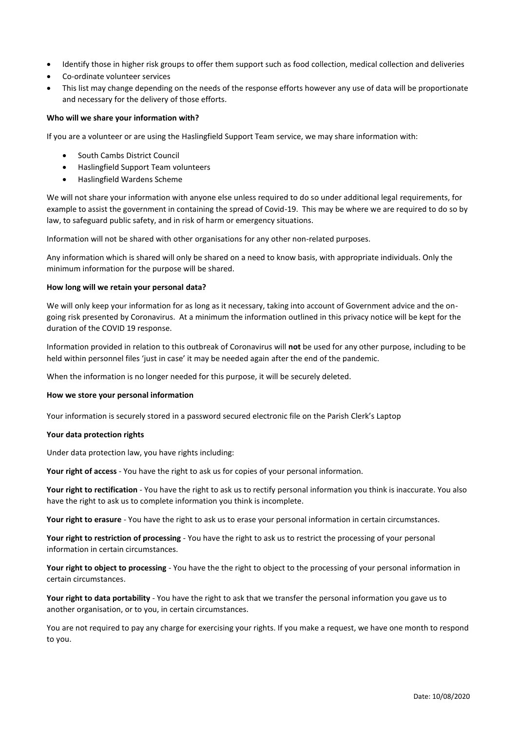- Identify those in higher risk groups to offer them support such as food collection, medical collection and deliveries
- Co-ordinate volunteer services
- This list may change depending on the needs of the response efforts however any use of data will be proportionate and necessary for the delivery of those efforts.

**Who will we share your information with?**

If you are a volunteer or are using the Haslingfield Support Team service, we may share information with:

- South Cambs District Council
- Haslingfield Support Team volunteers
- Haslingfield Wardens Scheme

We will not share your information with anyone else unless required to do so under additional legal requirements, for example to assist the government in containing the spread of Covid-19. This may be where we are required to do so by law, to safeguard public safety, and in risk of harm or emergency situations.

Information will not be shared with other organisations for any other non-related purposes.

Any information which is shared will only be shared on a need to know basis, with appropriate individuals. Only the minimum information for the purpose will be shared.

**How long will we retain your personal data?**

We will only keep your information for as long as it necessary, taking into account of Government advice and the on-going risk presented by Coronavirus. At a minimum the information outlined in this privacy notice will be kept for the duration of the COVID 19 response.

Information provided in relation to this outbreak of Coronavirus will **not** be used for any other purpose, including to be held within personnel files 'just in case' it may be needed again after the end of the pandemic.

When the information is no longer needed for this purpose, it will be securely deleted.

**How we store your personal information**

Your information is securely stored in a password secured electronic file on the Parish Clerk's Laptop

**Your data protection rights**

Under data protection law, you have rights including:

**Your right of access** - You have the right to ask us for copies of your personal information.

**Your right to rectification** - You have the right to ask us to rectify personal information you think is inaccurate. You also have the right to ask us to complete information you think is incomplete.

**Your right to erasure** - You have the right to ask us to erase your personal information in certain circumstances.

**Your right to restriction of processing** - You have the right to ask us to restrict the processing of your personal information in certain circumstances.

**Your right to object to processing** - You have the the right to object to the processing of your personal information in certain circumstances.

**Your right to data portability** - You have the right to ask that we transfer the personal information you gave us to another organisation, or to you, in certain circumstances.

You are not required to pay any charge for exercising your rights. If you make a request, we have one month to respond to you.

Date: 10/08/2020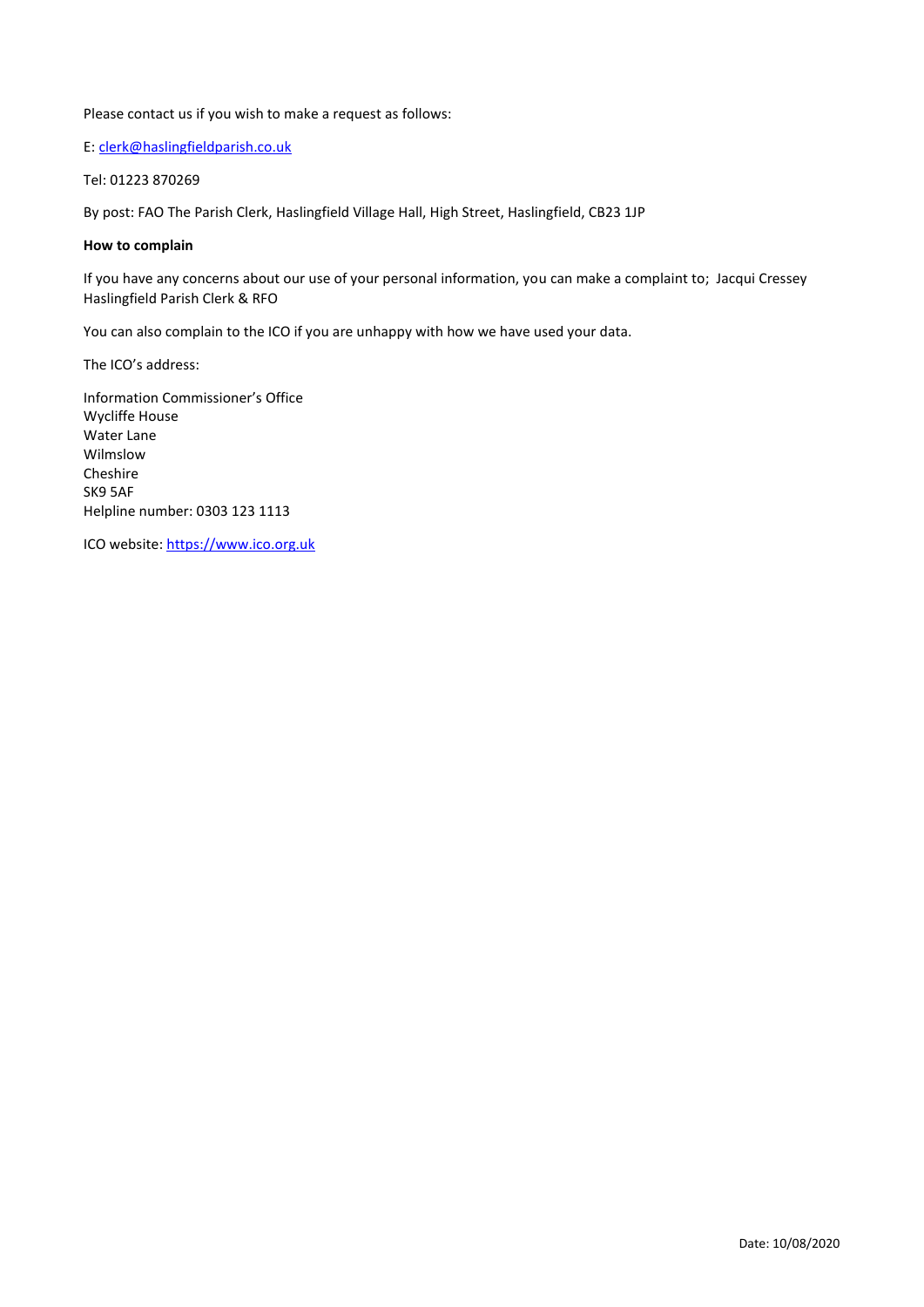Please contact us if you wish to make a request as follows:

E: clerk@haslingfieldparish.co.uk

Tel: 01223 870269

By post: FAO The Parish Clerk, Haslingfield Village Hall, High Street, Haslingfield, CB23 1JP

**How to complain**

If you have any concerns about our use of your personal information, you can make a complaint to; Jacqui Cressey Haslingfield Parish Clerk & RFO

You can also complain to the ICO if you are unhappy with how we have used your data.

The ICO's address:

Information Commissioner's Office
Wycliffe House
Water Lane
Wilmslow
Cheshire
SK9 5AF
Helpline number: 0303 123 1113

ICO website: https://www.ico.org.uk

Date: 10/08/2020